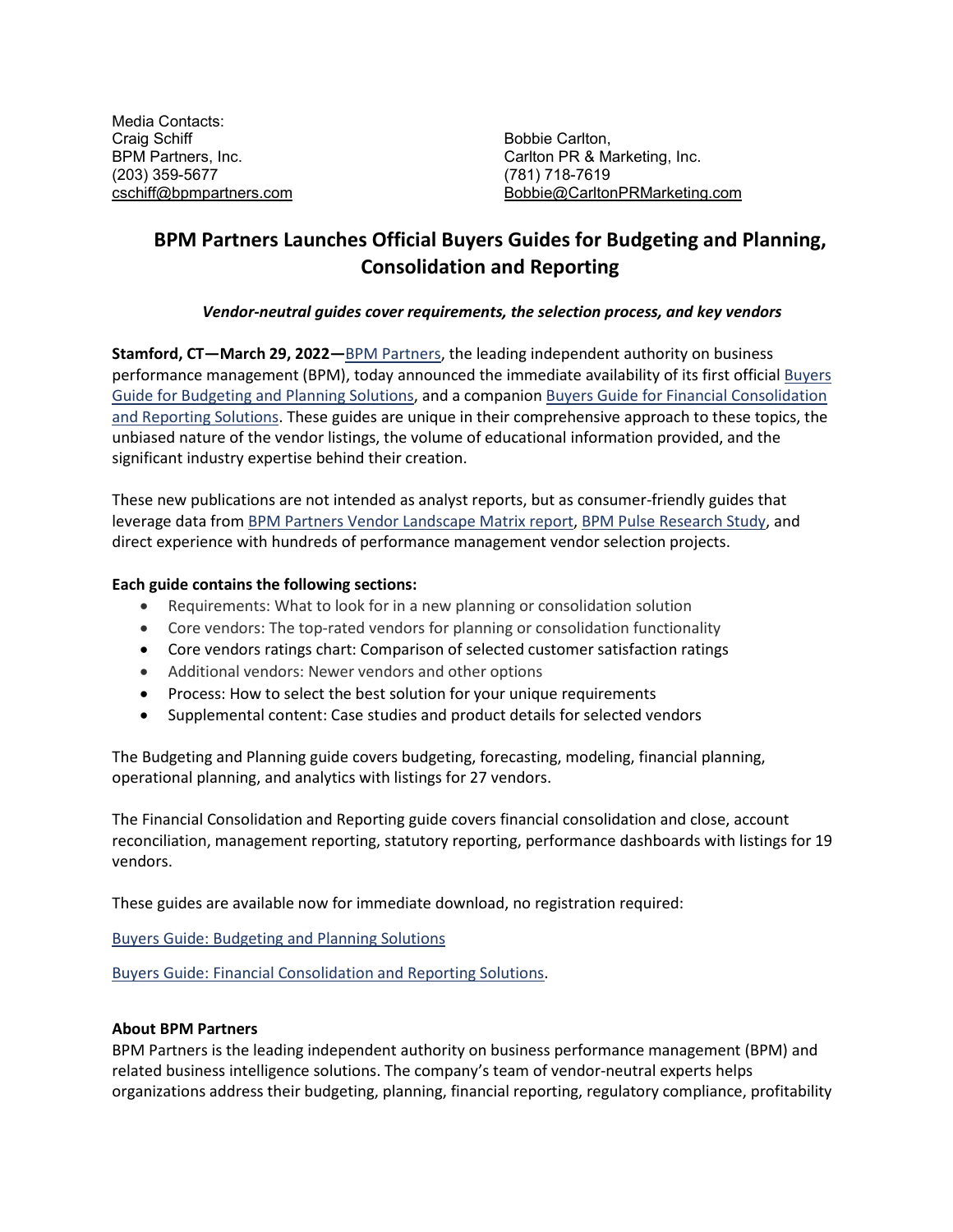Media Contacts:
Craig Schiff
BPM Partners, Inc.
(203) 359-5677
cschiff@bpmpartners.com

Bobbie Carlton,
Carlton PR & Marketing, Inc.
(781) 718-7619
Bobbie@CarltonPRMarketing.com

# BPM Partners Launches Official Buyers Guides for Budgeting and Planning, Consolidation and Reporting

***Vendor-neutral guides cover requirements, the selection process, and key vendors***

**Stamford, CT—March 29, 2022—**BPM Partners, the leading independent authority on business performance management (BPM), today announced the immediate availability of its first official Buyers Guide for Budgeting and Planning Solutions, and a companion Buyers Guide for Financial Consolidation and Reporting Solutions. These guides are unique in their comprehensive approach to these topics, the unbiased nature of the vendor listings, the volume of educational information provided, and the significant industry expertise behind their creation.

These new publications are not intended as analyst reports, but as consumer-friendly guides that leverage data from BPM Partners Vendor Landscape Matrix report, BPM Pulse Research Study, and direct experience with hundreds of performance management vendor selection projects.

**Each guide contains the following sections:**

- Requirements: What to look for in a new planning or consolidation solution
- Core vendors: The top-rated vendors for planning or consolidation functionality
- Core vendors ratings chart: Comparison of selected customer satisfaction ratings
- Additional vendors: Newer vendors and other options
- Process: How to select the best solution for your unique requirements
- Supplemental content: Case studies and product details for selected vendors

The Budgeting and Planning guide covers budgeting, forecasting, modeling, financial planning, operational planning, and analytics with listings for 27 vendors.

The Financial Consolidation and Reporting guide covers financial consolidation and close, account reconciliation, management reporting, statutory reporting, performance dashboards with listings for 19 vendors.

These guides are available now for immediate download, no registration required:

Buyers Guide: Budgeting and Planning Solutions

Buyers Guide: Financial Consolidation and Reporting Solutions.

**About BPM Partners**

BPM Partners is the leading independent authority on business performance management (BPM) and related business intelligence solutions. The company's team of vendor-neutral experts helps organizations address their budgeting, planning, financial reporting, regulatory compliance, profitability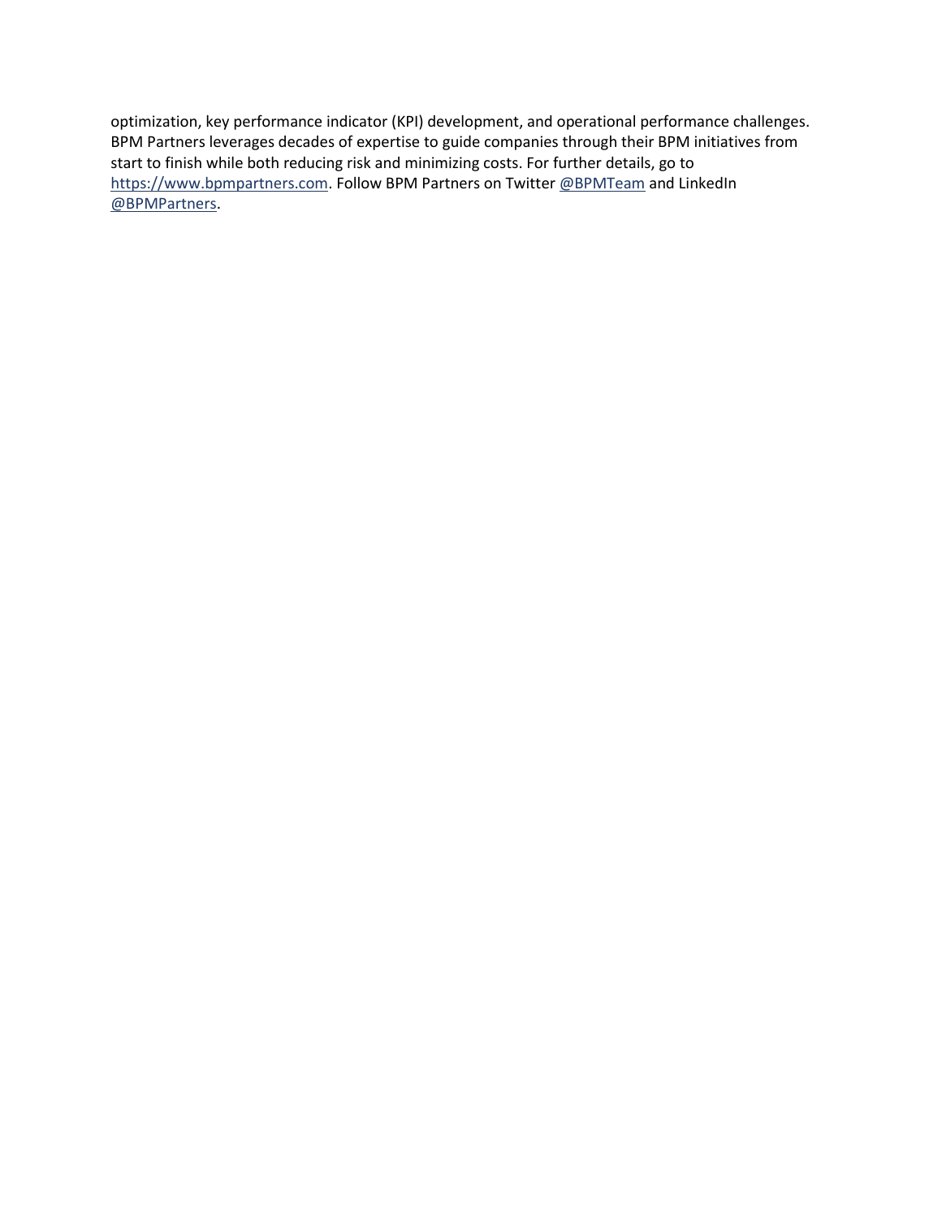optimization, key performance indicator (KPI) development, and operational performance challenges. BPM Partners leverages decades of expertise to guide companies through their BPM initiatives from start to finish while both reducing risk and minimizing costs. For further details, go to [https://www.bpmpartners.com](https://www.bpmpartners.com). Follow BPM Partners on Twitter [@BPMTeam](https://twitter.com/BPMTeam) and LinkedIn [@BPMPartners](https://www.linkedin.com/company/bpmpartners).